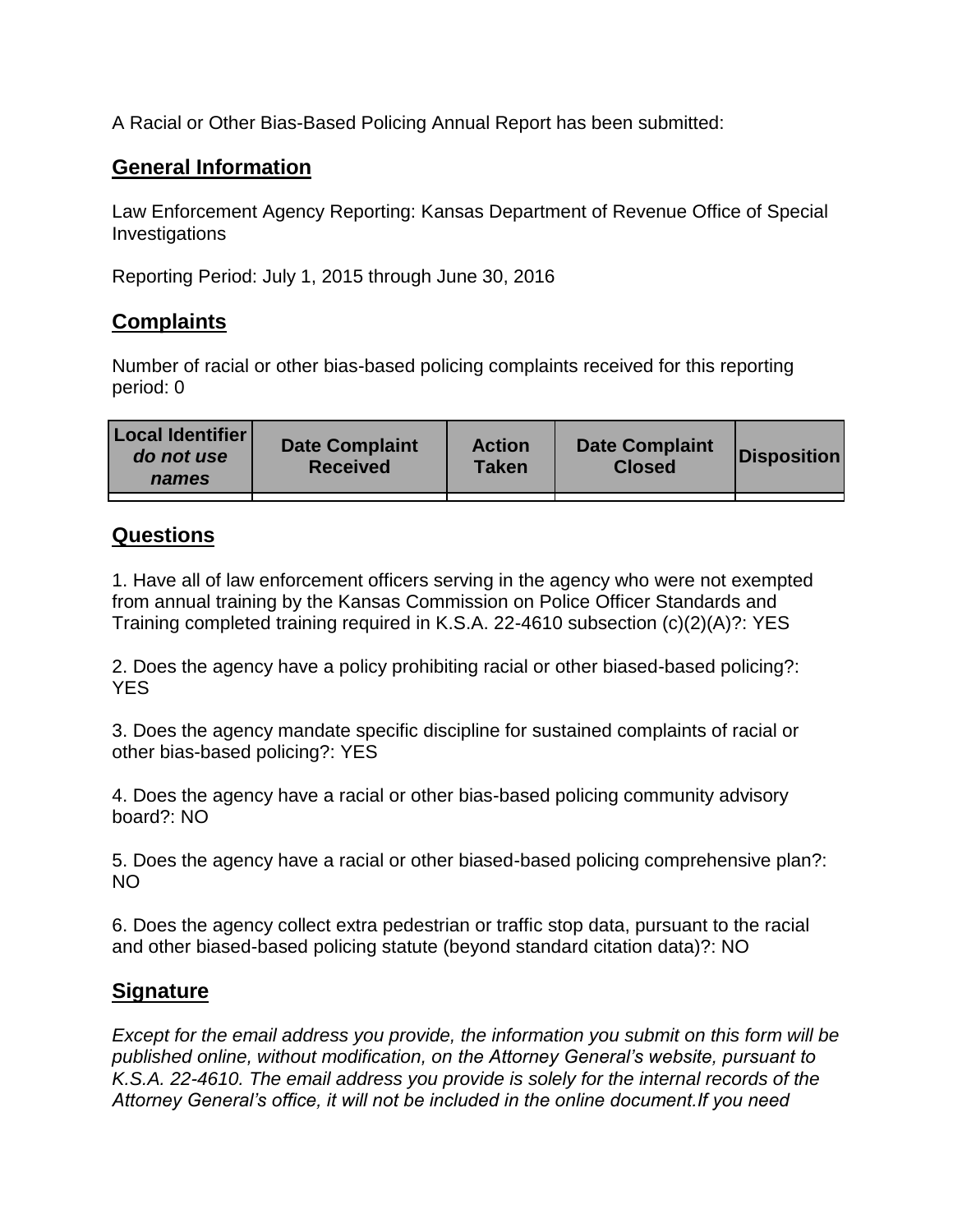A Racial or Other Bias-Based Policing Annual Report has been submitted:

## General Information

Law Enforcement Agency Reporting: Kansas Department of Revenue Office of Special Investigations

Reporting Period: July 1, 2015 through June 30, 2016

## Complaints

Number of racial or other bias-based policing complaints received for this reporting period: 0

| Local Identifier *do not use names* | Date Complaint Received | Action Taken | Date Complaint Closed | Disposition |
|---|---|---|---|---|
| | | | | |

## Questions

1. Have all of law enforcement officers serving in the agency who were not exempted from annual training by the Kansas Commission on Police Officer Standards and Training completed training required in K.S.A. 22-4610 subsection (c)(2)(A)?: YES

2. Does the agency have a policy prohibiting racial or other biased-based policing?: YES

3. Does the agency mandate specific discipline for sustained complaints of racial or other bias-based policing?: YES

4. Does the agency have a racial or other bias-based policing community advisory board?: NO

5. Does the agency have a racial or other biased-based policing comprehensive plan?: NO

6. Does the agency collect extra pedestrian or traffic stop data, pursuant to the racial and other biased-based policing statute (beyond standard citation data)?: NO

## Signature

*Except for the email address you provide, the information you submit on this form will be published online, without modification, on the Attorney General's website, pursuant to K.S.A. 22-4610. The email address you provide is solely for the internal records of the Attorney General's office, it will not be included in the online document.If you need*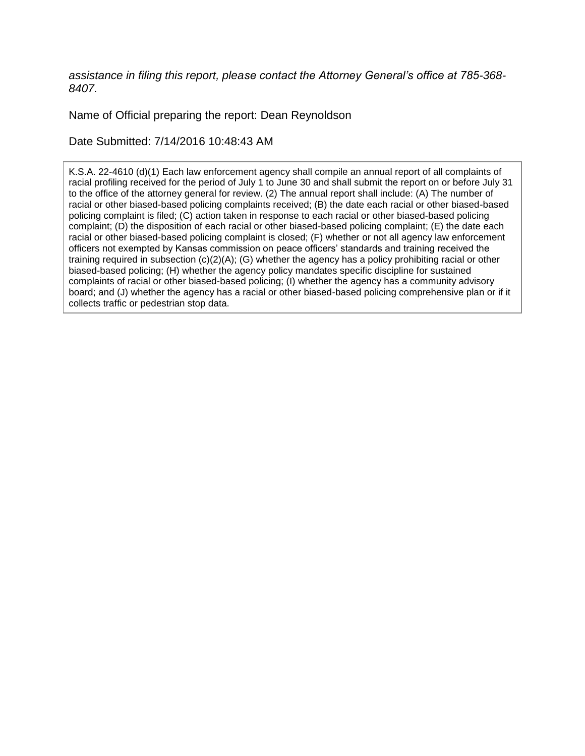*assistance in filing this report, please contact the Attorney General's office at 785-368-8407.*

Name of Official preparing the report: Dean Reynoldson

Date Submitted: 7/14/2016 10:48:43 AM

K.S.A. 22-4610 (d)(1) Each law enforcement agency shall compile an annual report of all complaints of racial profiling received for the period of July 1 to June 30 and shall submit the report on or before July 31 to the office of the attorney general for review. (2) The annual report shall include: (A) The number of racial or other biased-based policing complaints received; (B) the date each racial or other biased-based policing complaint is filed; (C) action taken in response to each racial or other biased-based policing complaint; (D) the disposition of each racial or other biased-based policing complaint; (E) the date each racial or other biased-based policing complaint is closed; (F) whether or not all agency law enforcement officers not exempted by Kansas commission on peace officers' standards and training received the training required in subsection (c)(2)(A); (G) whether the agency has a policy prohibiting racial or other biased-based policing; (H) whether the agency policy mandates specific discipline for sustained complaints of racial or other biased-based policing; (I) whether the agency has a community advisory board; and (J) whether the agency has a racial or other biased-based policing comprehensive plan or if it collects traffic or pedestrian stop data.